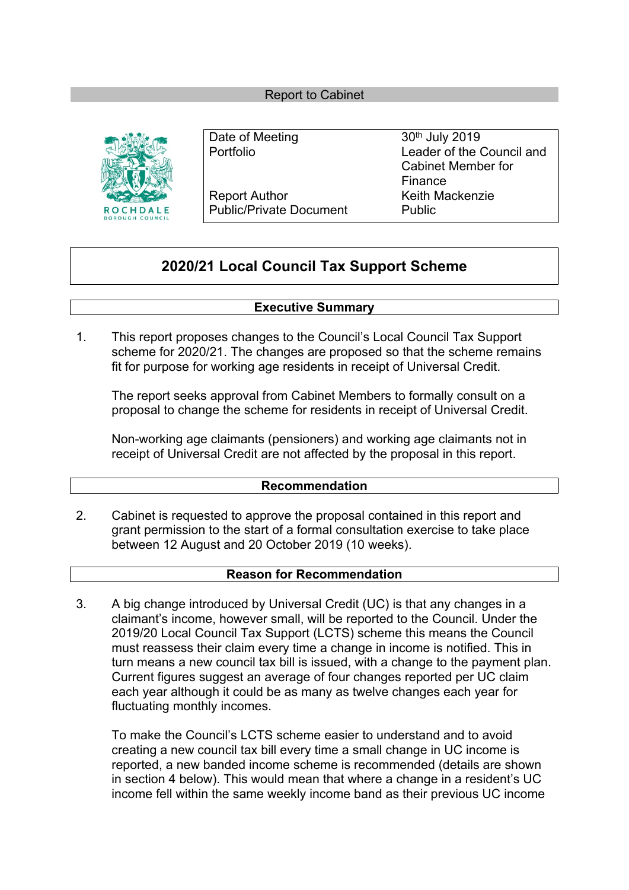Report to Cabinet

| Date of Meeting | 30th July 2019 |
| --- | --- |
| Portfolio | Leader of the Council and Cabinet Member for Finance |
| Report Author | Keith Mackenzie |
| Public/Private Document | Public |

# 2020/21 Local Council Tax Support Scheme

## Executive Summary

1. This report proposes changes to the Council's Local Council Tax Support scheme for 2020/21. The changes are proposed so that the scheme remains fit for purpose for working age residents in receipt of Universal Credit.

   The report seeks approval from Cabinet Members to formally consult on a proposal to change the scheme for residents in receipt of Universal Credit.

   Non-working age claimants (pensioners) and working age claimants not in receipt of Universal Credit are not affected by the proposal in this report.

## Recommendation

2. Cabinet is requested to approve the proposal contained in this report and grant permission to the start of a formal consultation exercise to take place between 12 August and 20 October 2019 (10 weeks).

## Reason for Recommendation

3. A big change introduced by Universal Credit (UC) is that any changes in a claimant's income, however small, will be reported to the Council. Under the 2019/20 Local Council Tax Support (LCTS) scheme this means the Council must reassess their claim every time a change in income is notified. This in turn means a new council tax bill is issued, with a change to the payment plan. Current figures suggest an average of four changes reported per UC claim each year although it could be as many as twelve changes each year for fluctuating monthly incomes.

   To make the Council's LCTS scheme easier to understand and to avoid creating a new council tax bill every time a small change in UC income is reported, a new banded income scheme is recommended (details are shown in section 4 below). This would mean that where a change in a resident's UC income fell within the same weekly income band as their previous UC income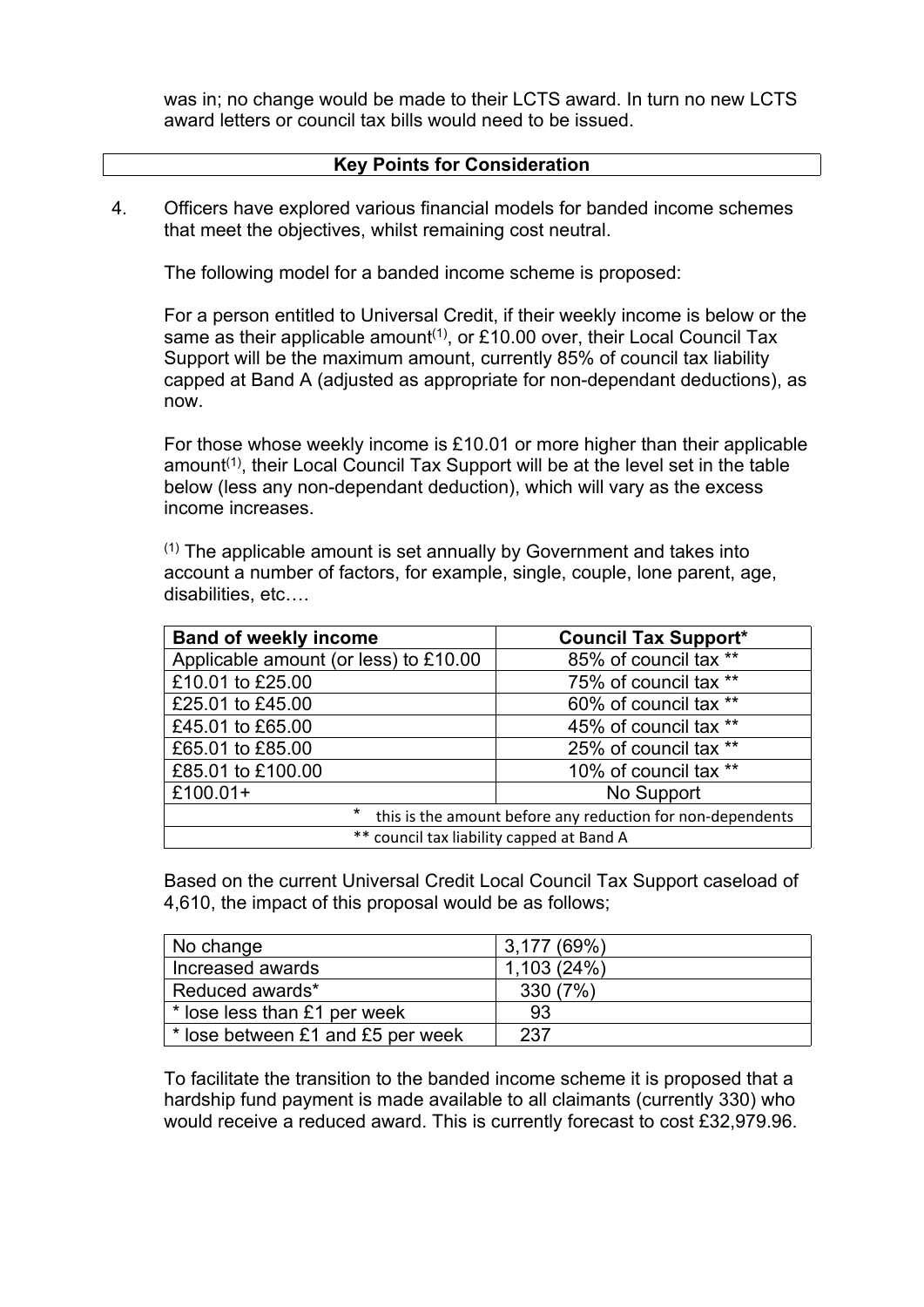was in; no change would be made to their LCTS award. In turn no new LCTS award letters or council tax bills would need to be issued.

## Key Points for Consideration

4. Officers have explored various financial models for banded income schemes that meet the objectives, whilst remaining cost neutral.

   The following model for a banded income scheme is proposed:

   For a person entitled to Universal Credit, if their weekly income is below or the same as their applicable amount[(1)], or £10.00 over, their Local Council Tax Support will be the maximum amount, currently 85% of council tax liability capped at Band A (adjusted as appropriate for non-dependant deductions), as now.

   For those whose weekly income is £10.01 or more higher than their applicable amount[(1)], their Local Council Tax Support will be at the level set in the table below (less any non-dependant deduction), which will vary as the excess income increases.

   [(1)] The applicable amount is set annually by Government and takes into account a number of factors, for example, single, couple, lone parent, age, disabilities, etc….

| Band of weekly income | Council Tax Support* |
|---|---|
| Applicable amount (or less) to £10.00 | 85% of council tax ** |
| £10.01 to £25.00 | 75% of council tax ** |
| £25.01 to £45.00 | 60% of council tax ** |
| £45.01 to £65.00 | 45% of council tax ** |
| £65.01 to £85.00 | 25% of council tax ** |
| £85.01 to £100.00 | 10% of council tax ** |
| £100.01+ | No Support |
| * this is the amount before any reduction for non-dependents | |
| ** council tax liability capped at Band A | |

   Based on the current Universal Credit Local Council Tax Support caseload of 4,610, the impact of this proposal would be as follows;

| No change | 3,177 (69%) |
|---|---|
| Increased awards | 1,103 (24%) |
| Reduced awards* | 330 (7%) |
| * lose less than £1 per week | 93 |
| * lose between £1 and £5 per week | 237 |

   To facilitate the transition to the banded income scheme it is proposed that a hardship fund payment is made available to all claimants (currently 330) who would receive a reduced award. This is currently forecast to cost £32,979.96.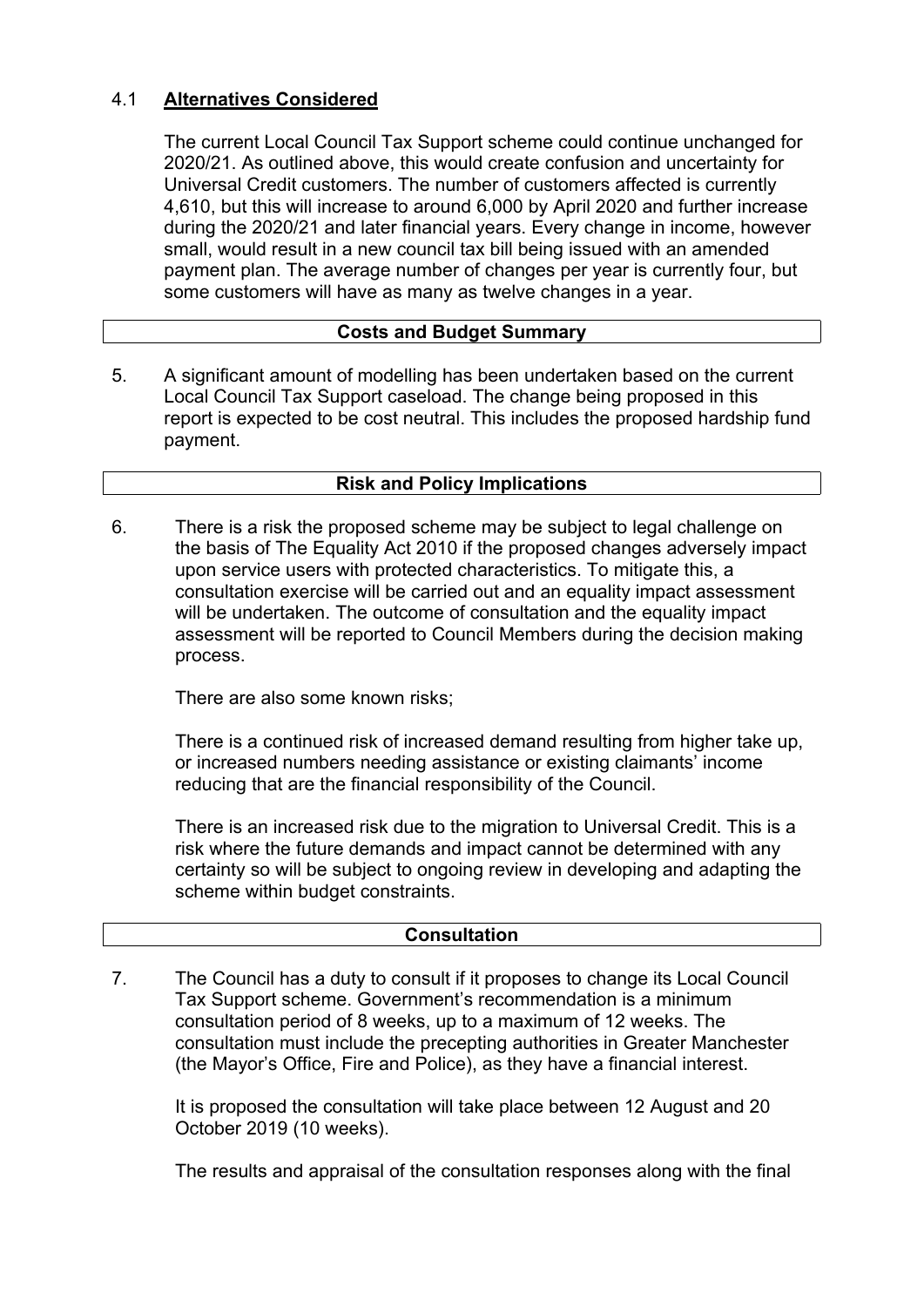4.1 **Alternatives Considered**

The current Local Council Tax Support scheme could continue unchanged for 2020/21. As outlined above, this would create confusion and uncertainty for Universal Credit customers. The number of customers affected is currently 4,610, but this will increase to around 6,000 by April 2020 and further increase during the 2020/21 and later financial years. Every change in income, however small, would result in a new council tax bill being issued with an amended payment plan. The average number of changes per year is currently four, but some customers will have as many as twelve changes in a year.

## Costs and Budget Summary

5. A significant amount of modelling has been undertaken based on the current Local Council Tax Support caseload. The change being proposed in this report is expected to be cost neutral. This includes the proposed hardship fund payment.

## Risk and Policy Implications

6. There is a risk the proposed scheme may be subject to legal challenge on the basis of The Equality Act 2010 if the proposed changes adversely impact upon service users with protected characteristics. To mitigate this, a consultation exercise will be carried out and an equality impact assessment will be undertaken. The outcome of consultation and the equality impact assessment will be reported to Council Members during the decision making process.

   There are also some known risks;

   There is a continued risk of increased demand resulting from higher take up, or increased numbers needing assistance or existing claimants' income reducing that are the financial responsibility of the Council.

   There is an increased risk due to the migration to Universal Credit. This is a risk where the future demands and impact cannot be determined with any certainty so will be subject to ongoing review in developing and adapting the scheme within budget constraints.

## Consultation

7. The Council has a duty to consult if it proposes to change its Local Council Tax Support scheme. Government's recommendation is a minimum consultation period of 8 weeks, up to a maximum of 12 weeks. The consultation must include the precepting authorities in Greater Manchester (the Mayor's Office, Fire and Police), as they have a financial interest.

   It is proposed the consultation will take place between 12 August and 20 October 2019 (10 weeks).

   The results and appraisal of the consultation responses along with the final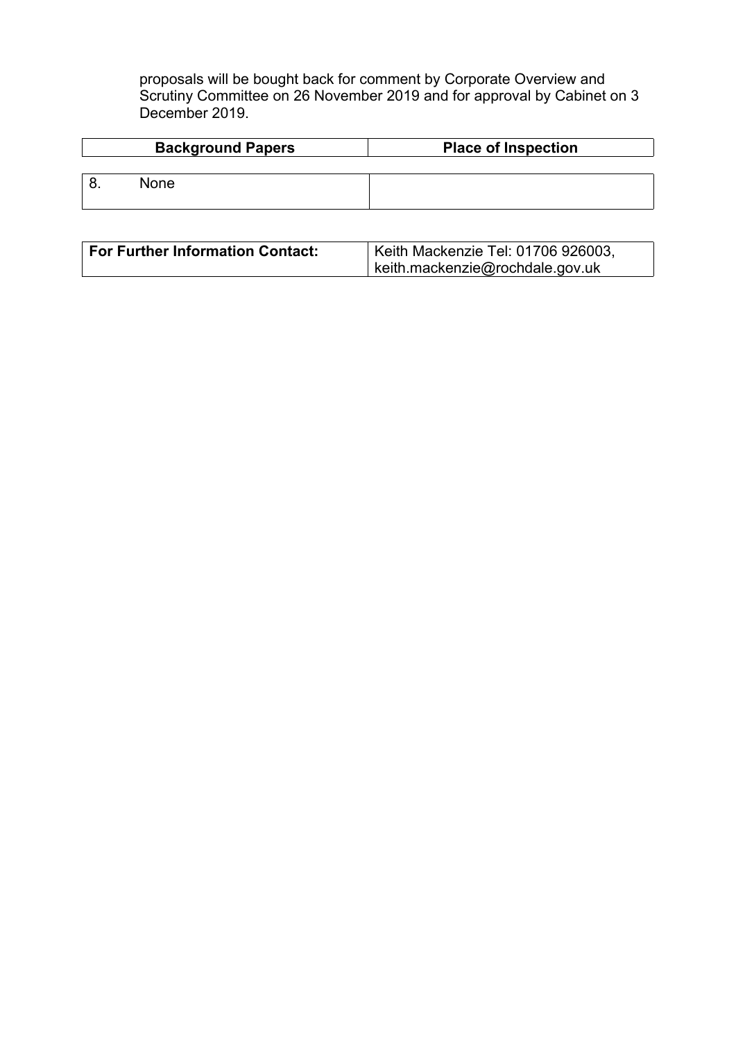proposals will be bought back for comment by Corporate Overview and Scrutiny Committee on 26 November 2019 and for approval by Cabinet on 3 December 2019.

| Background Papers | Place of Inspection |
| --- | --- |
| 8. None | |

| For Further Information Contact: | Keith Mackenzie Tel: 01706 926003, keith.mackenzie@rochdale.gov.uk |
| --- | --- |